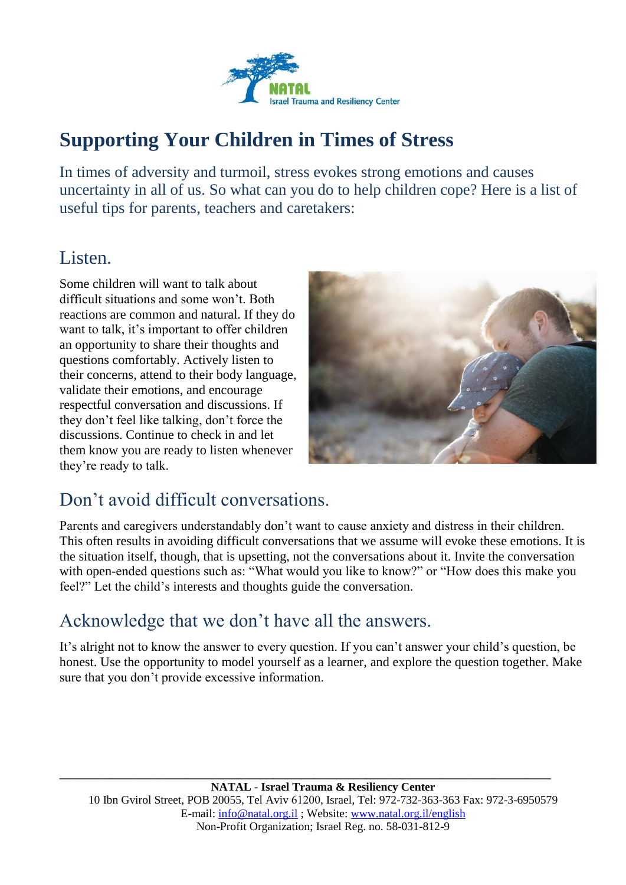NATAL
Israel Trauma and Resiliency Center

# Supporting Your Children in Times of Stress

In times of adversity and turmoil, stress evokes strong emotions and causes uncertainty in all of us. So what can you do to help children cope? Here is a list of useful tips for parents, teachers and caretakers:

## Listen.

Some children will want to talk about difficult situations and some won't. Both reactions are common and natural. If they do want to talk, it's important to offer children an opportunity to share their thoughts and questions comfortably. Actively listen to their concerns, attend to their body language, validate their emotions, and encourage respectful conversation and discussions. If they don't feel like talking, don't force the discussions. Continue to check in and let them know you are ready to listen whenever they're ready to talk.

## Don't avoid difficult conversations.

Parents and caregivers understandably don't want to cause anxiety and distress in their children. This often results in avoiding difficult conversations that we assume will evoke these emotions. It is the situation itself, though, that is upsetting, not the conversations about it. Invite the conversation with open-ended questions such as: "What would you like to know?" or "How does this make you feel?" Let the child's interests and thoughts guide the conversation.

## Acknowledge that we don't have all the answers.

It's alright not to know the answer to every question. If you can't answer your child's question, be honest. Use the opportunity to model yourself as a learner, and explore the question together. Make sure that you don't provide excessive information.

---

**NATAL - Israel Trauma & Resiliency Center**
10 Ibn Gvirol Street, POB 20055, Tel Aviv 61200, Israel, Tel: 972-732-363-363 Fax: 972-3-6950579
E-mail: info@natal.org.il ; Website: www.natal.org.il/english
Non-Profit Organization; Israel Reg. no. 58-031-812-9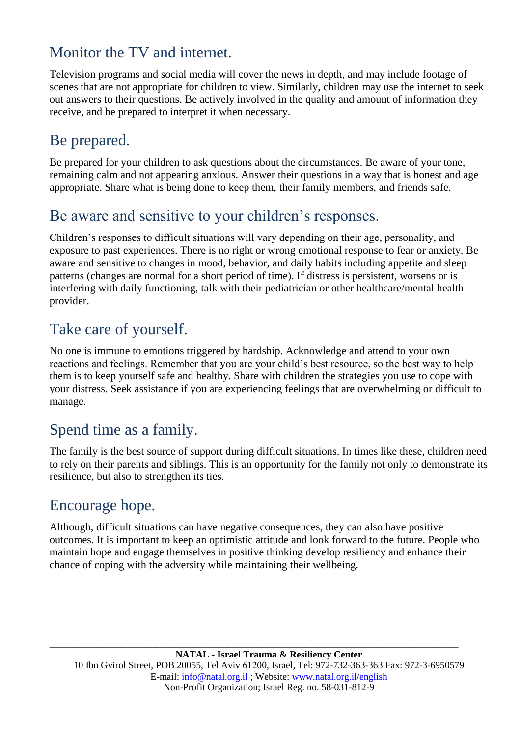## Monitor the TV and internet.

Television programs and social media will cover the news in depth, and may include footage of scenes that are not appropriate for children to view. Similarly, children may use the internet to seek out answers to their questions. Be actively involved in the quality and amount of information they receive, and be prepared to interpret it when necessary.

## Be prepared.

Be prepared for your children to ask questions about the circumstances. Be aware of your tone, remaining calm and not appearing anxious. Answer their questions in a way that is honest and age appropriate. Share what is being done to keep them, their family members, and friends safe.

## Be aware and sensitive to your children's responses.

Children's responses to difficult situations will vary depending on their age, personality, and exposure to past experiences. There is no right or wrong emotional response to fear or anxiety. Be aware and sensitive to changes in mood, behavior, and daily habits including appetite and sleep patterns (changes are normal for a short period of time). If distress is persistent, worsens or is interfering with daily functioning, talk with their pediatrician or other healthcare/mental health provider.

## Take care of yourself.

No one is immune to emotions triggered by hardship. Acknowledge and attend to your own reactions and feelings. Remember that you are your child's best resource, so the best way to help them is to keep yourself safe and healthy. Share with children the strategies you use to cope with your distress. Seek assistance if you are experiencing feelings that are overwhelming or difficult to manage.

## Spend time as a family.

The family is the best source of support during difficult situations. In times like these, children need to rely on their parents and siblings. This is an opportunity for the family not only to demonstrate its resilience, but also to strengthen its ties.

## Encourage hope.

Although, difficult situations can have negative consequences, they can also have positive outcomes. It is important to keep an optimistic attitude and look forward to the future. People who maintain hope and engage themselves in positive thinking develop resiliency and enhance their chance of coping with the adversity while maintaining their wellbeing.

---

**NATAL - Israel Trauma & Resiliency Center**
10 Ibn Gvirol Street, POB 20055, Tel Aviv 61200, Israel, Tel: 972-732-363-363 Fax: 972-3-6950579
E-mail: info@natal.org.il ; Website: www.natal.org.il/english
Non-Profit Organization; Israel Reg. no. 58-031-812-9